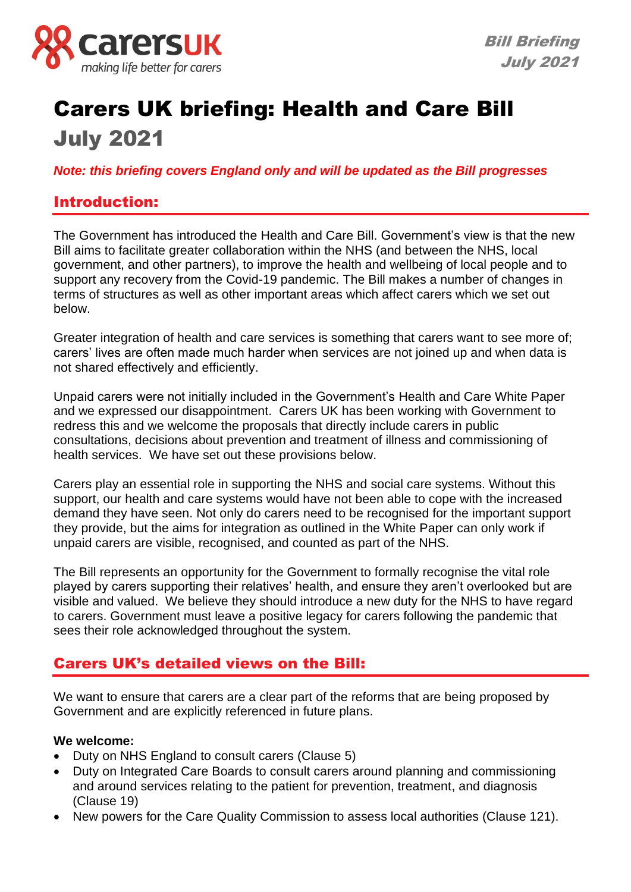carersUK
*making life better for carers*

***Bill Briefing***
***July 2021***

# Carers UK briefing: Health and Care Bill
## July 2021

***Note: this briefing covers England only and will be updated as the Bill progresses***

## Introduction:

The Government has introduced the Health and Care Bill. Government's view is that the new Bill aims to facilitate greater collaboration within the NHS (and between the NHS, local government, and other partners), to improve the health and wellbeing of local people and to support any recovery from the Covid-19 pandemic. The Bill makes a number of changes in terms of structures as well as other important areas which affect carers which we set out below.

Greater integration of health and care services is something that carers want to see more of; carers' lives are often made much harder when services are not joined up and when data is not shared effectively and efficiently.

Unpaid carers were not initially included in the Government's Health and Care White Paper and we expressed our disappointment. Carers UK has been working with Government to redress this and we welcome the proposals that directly include carers in public consultations, decisions about prevention and treatment of illness and commissioning of health services. We have set out these provisions below.

Carers play an essential role in supporting the NHS and social care systems. Without this support, our health and care systems would have not been able to cope with the increased demand they have seen. Not only do carers need to be recognised for the important support they provide, but the aims for integration as outlined in the White Paper can only work if unpaid carers are visible, recognised, and counted as part of the NHS.

The Bill represents an opportunity for the Government to formally recognise the vital role played by carers supporting their relatives' health, and ensure they aren't overlooked but are visible and valued. We believe they should introduce a new duty for the NHS to have regard to carers. Government must leave a positive legacy for carers following the pandemic that sees their role acknowledged throughout the system.

## Carers UK's detailed views on the Bill:

We want to ensure that carers are a clear part of the reforms that are being proposed by Government and are explicitly referenced in future plans.

**We welcome:**

- Duty on NHS England to consult carers (Clause 5)
- Duty on Integrated Care Boards to consult carers around planning and commissioning and around services relating to the patient for prevention, treatment, and diagnosis (Clause 19)
- New powers for the Care Quality Commission to assess local authorities (Clause 121).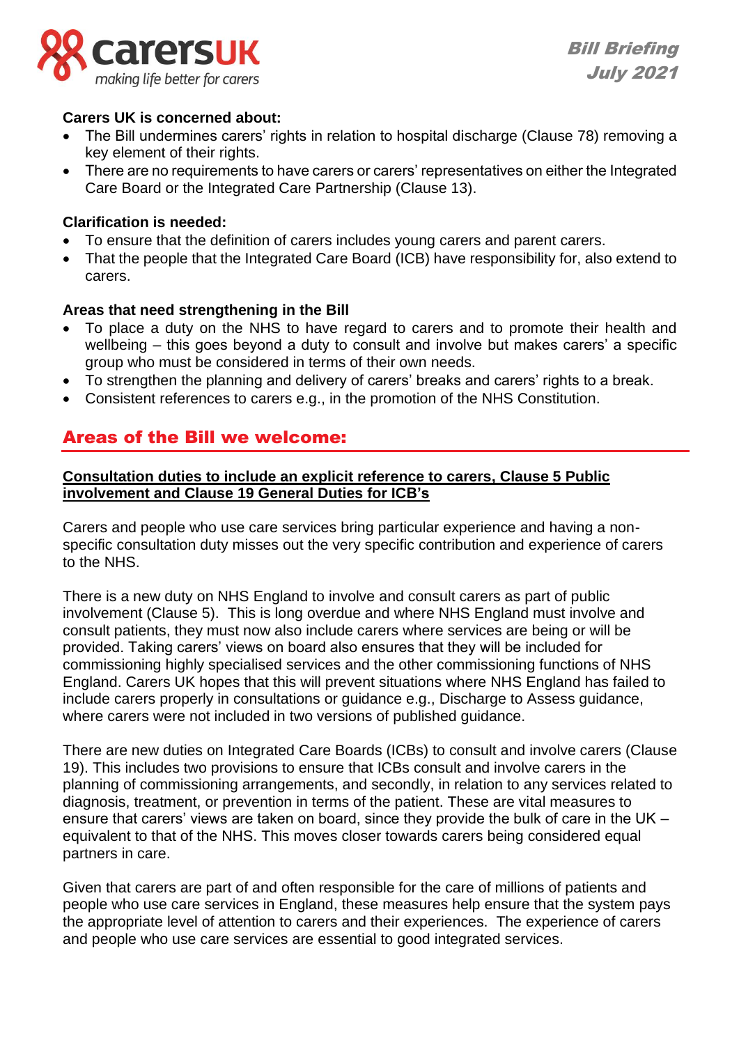**Carers UK is concerned about:**

- The Bill undermines carers' rights in relation to hospital discharge (Clause 78) removing a key element of their rights.
- There are no requirements to have carers or carers' representatives on either the Integrated Care Board or the Integrated Care Partnership (Clause 13).

**Clarification is needed:**

- To ensure that the definition of carers includes young carers and parent carers.
- That the people that the Integrated Care Board (ICB) have responsibility for, also extend to carers.

**Areas that need strengthening in the Bill**

- To place a duty on the NHS to have regard to carers and to promote their health and wellbeing – this goes beyond a duty to consult and involve but makes carers' a specific group who must be considered in terms of their own needs.
- To strengthen the planning and delivery of carers' breaks and carers' rights to a break.
- Consistent references to carers e.g., in the promotion of the NHS Constitution.

## Areas of the Bill we welcome:

**Consultation duties to include an explicit reference to carers, Clause 5 Public involvement and Clause 19 General Duties for ICB's**

Carers and people who use care services bring particular experience and having a non-specific consultation duty misses out the very specific contribution and experience of carers to the NHS.

There is a new duty on NHS England to involve and consult carers as part of public involvement (Clause 5). This is long overdue and where NHS England must involve and consult patients, they must now also include carers where services are being or will be provided. Taking carers' views on board also ensures that they will be included for commissioning highly specialised services and the other commissioning functions of NHS England. Carers UK hopes that this will prevent situations where NHS England has failed to include carers properly in consultations or guidance e.g., Discharge to Assess guidance, where carers were not included in two versions of published guidance.

There are new duties on Integrated Care Boards (ICBs) to consult and involve carers (Clause 19). This includes two provisions to ensure that ICBs consult and involve carers in the planning of commissioning arrangements, and secondly, in relation to any services related to diagnosis, treatment, or prevention in terms of the patient. These are vital measures to ensure that carers' views are taken on board, since they provide the bulk of care in the UK – equivalent to that of the NHS. This moves closer towards carers being considered equal partners in care.

Given that carers are part of and often responsible for the care of millions of patients and people who use care services in England, these measures help ensure that the system pays the appropriate level of attention to carers and their experiences. The experience of carers and people who use care services are essential to good integrated services.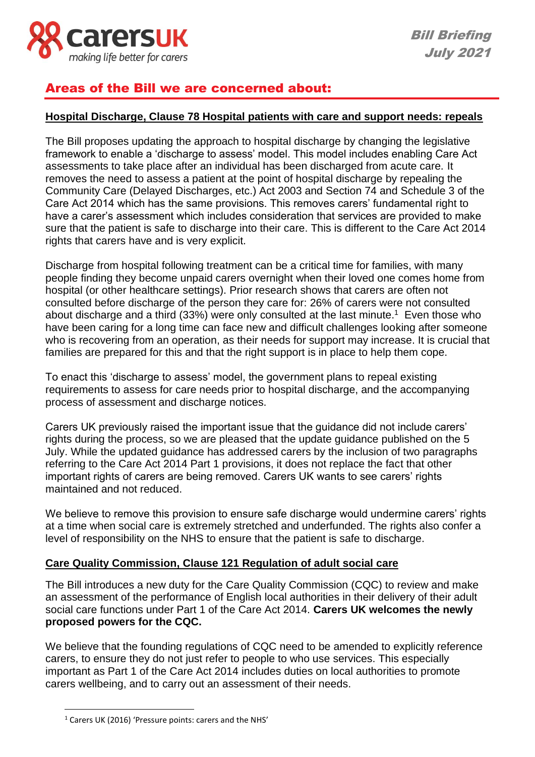## Areas of the Bill we are concerned about:

**Hospital Discharge, Clause 78 Hospital patients with care and support needs: repeals**

The Bill proposes updating the approach to hospital discharge by changing the legislative framework to enable a 'discharge to assess' model. This model includes enabling Care Act assessments to take place after an individual has been discharged from acute care. It removes the need to assess a patient at the point of hospital discharge by repealing the Community Care (Delayed Discharges, etc.) Act 2003 and Section 74 and Schedule 3 of the Care Act 2014 which has the same provisions. This removes carers' fundamental right to have a carer's assessment which includes consideration that services are provided to make sure that the patient is safe to discharge into their care. This is different to the Care Act 2014 rights that carers have and is very explicit.

Discharge from hospital following treatment can be a critical time for families, with many people finding they become unpaid carers overnight when their loved one comes home from hospital (or other healthcare settings). Prior research shows that carers are often not consulted before discharge of the person they care for: 26% of carers were not consulted about discharge and a third (33%) were only consulted at the last minute.[1] Even those who have been caring for a long time can face new and difficult challenges looking after someone who is recovering from an operation, as their needs for support may increase. It is crucial that families are prepared for this and that the right support is in place to help them cope.

To enact this 'discharge to assess' model, the government plans to repeal existing requirements to assess for care needs prior to hospital discharge, and the accompanying process of assessment and discharge notices.

Carers UK previously raised the important issue that the guidance did not include carers' rights during the process, so we are pleased that the update guidance published on the 5 July. While the updated guidance has addressed carers by the inclusion of two paragraphs referring to the Care Act 2014 Part 1 provisions, it does not replace the fact that other important rights of carers are being removed. Carers UK wants to see carers' rights maintained and not reduced.

We believe to remove this provision to ensure safe discharge would undermine carers' rights at a time when social care is extremely stretched and underfunded. The rights also confer a level of responsibility on the NHS to ensure that the patient is safe to discharge.

**Care Quality Commission, Clause 121 Regulation of adult social care**

The Bill introduces a new duty for the Care Quality Commission (CQC) to review and make an assessment of the performance of English local authorities in their delivery of their adult social care functions under Part 1 of the Care Act 2014. **Carers UK welcomes the newly proposed powers for the CQC.**

We believe that the founding regulations of CQC need to be amended to explicitly reference carers, to ensure they do not just refer to people to who use services. This especially important as Part 1 of the Care Act 2014 includes duties on local authorities to promote carers wellbeing, and to carry out an assessment of their needs.

---

[1] Carers UK (2016) 'Pressure points: carers and the NHS'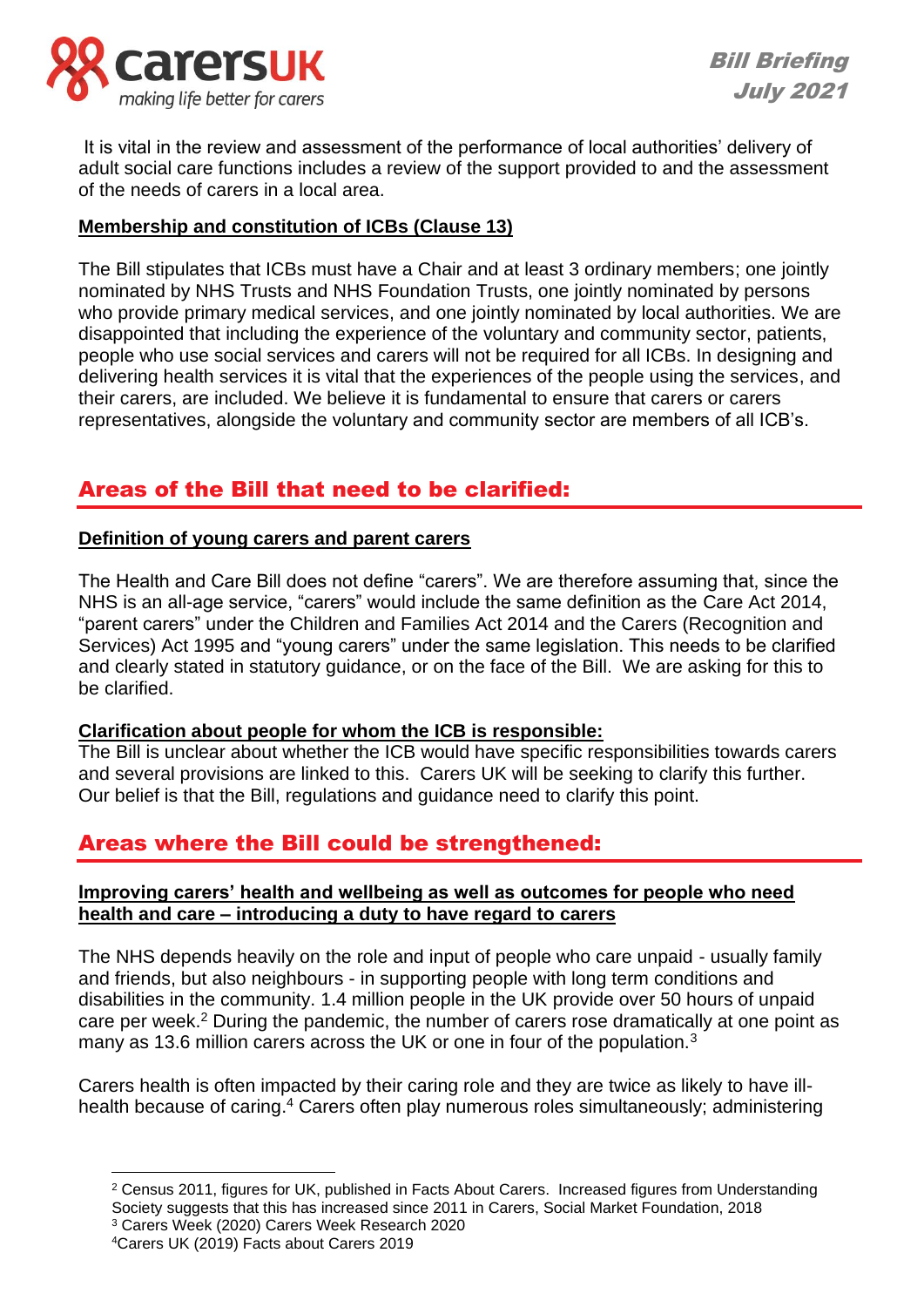It is vital in the review and assessment of the performance of local authorities' delivery of adult social care functions includes a review of the support provided to and the assessment of the needs of carers in a local area.

**Membership and constitution of ICBs (Clause 13)**

The Bill stipulates that ICBs must have a Chair and at least 3 ordinary members; one jointly nominated by NHS Trusts and NHS Foundation Trusts, one jointly nominated by persons who provide primary medical services, and one jointly nominated by local authorities. We are disappointed that including the experience of the voluntary and community sector, patients, people who use social services and carers will not be required for all ICBs. In designing and delivering health services it is vital that the experiences of the people using the services, and their carers, are included. We believe it is fundamental to ensure that carers or carers representatives, alongside the voluntary and community sector are members of all ICB's.

## Areas of the Bill that need to be clarified:

**Definition of young carers and parent carers**

The Health and Care Bill does not define "carers". We are therefore assuming that, since the NHS is an all-age service, "carers" would include the same definition as the Care Act 2014, "parent carers" under the Children and Families Act 2014 and the Carers (Recognition and Services) Act 1995 and "young carers" under the same legislation. This needs to be clarified and clearly stated in statutory guidance, or on the face of the Bill. We are asking for this to be clarified.

**Clarification about people for whom the ICB is responsible:**

The Bill is unclear about whether the ICB would have specific responsibilities towards carers and several provisions are linked to this. Carers UK will be seeking to clarify this further. Our belief is that the Bill, regulations and guidance need to clarify this point.

## Areas where the Bill could be strengthened:

**Improving carers' health and wellbeing as well as outcomes for people who need health and care – introducing a duty to have regard to carers**

The NHS depends heavily on the role and input of people who care unpaid - usually family and friends, but also neighbours - in supporting people with long term conditions and disabilities in the community. 1.4 million people in the UK provide over 50 hours of unpaid care per week.[2] During the pandemic, the number of carers rose dramatically at one point as many as 13.6 million carers across the UK or one in four of the population.[3]

Carers health is often impacted by their caring role and they are twice as likely to have ill-health because of caring.[4] Carers often play numerous roles simultaneously; administering

[2] Census 2011, figures for UK, published in Facts About Carers. Increased figures from Understanding Society suggests that this has increased since 2011 in Carers, Social Market Foundation, 2018

[3] Carers Week (2020) Carers Week Research 2020

[4] Carers UK (2019) Facts about Carers 2019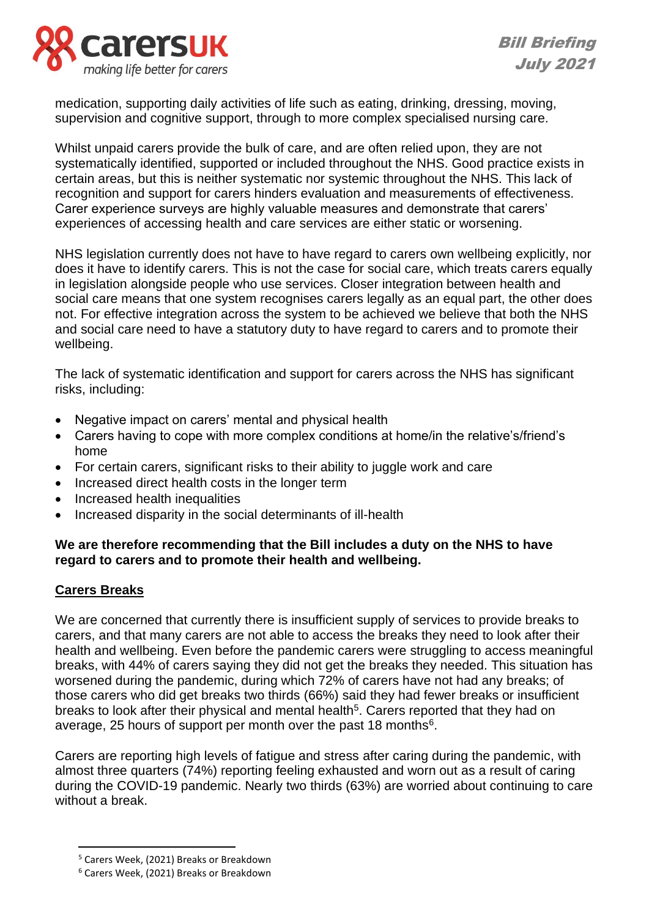medication, supporting daily activities of life such as eating, drinking, dressing, moving, supervision and cognitive support, through to more complex specialised nursing care.

Whilst unpaid carers provide the bulk of care, and are often relied upon, they are not systematically identified, supported or included throughout the NHS. Good practice exists in certain areas, but this is neither systematic nor systemic throughout the NHS. This lack of recognition and support for carers hinders evaluation and measurements of effectiveness. Carer experience surveys are highly valuable measures and demonstrate that carers' experiences of accessing health and care services are either static or worsening.

NHS legislation currently does not have to have regard to carers own wellbeing explicitly, nor does it have to identify carers. This is not the case for social care, which treats carers equally in legislation alongside people who use services. Closer integration between health and social care means that one system recognises carers legally as an equal part, the other does not. For effective integration across the system to be achieved we believe that both the NHS and social care need to have a statutory duty to have regard to carers and to promote their wellbeing.

The lack of systematic identification and support for carers across the NHS has significant risks, including:

- Negative impact on carers' mental and physical health
- Carers having to cope with more complex conditions at home/in the relative's/friend's home
- For certain carers, significant risks to their ability to juggle work and care
- Increased direct health costs in the longer term
- Increased health inequalities
- Increased disparity in the social determinants of ill-health

**We are therefore recommending that the Bill includes a duty on the NHS to have regard to carers and to promote their health and wellbeing.**

## Carers Breaks

We are concerned that currently there is insufficient supply of services to provide breaks to carers, and that many carers are not able to access the breaks they need to look after their health and wellbeing. Even before the pandemic carers were struggling to access meaningful breaks, with 44% of carers saying they did not get the breaks they needed. This situation has worsened during the pandemic, during which 72% of carers have not had any breaks; of those carers who did get breaks two thirds (66%) said they had fewer breaks or insufficient breaks to look after their physical and mental health[5]. Carers reported that they had on average, 25 hours of support per month over the past 18 months[6].

Carers are reporting high levels of fatigue and stress after caring during the pandemic, with almost three quarters (74%) reporting feeling exhausted and worn out as a result of caring during the COVID-19 pandemic. Nearly two thirds (63%) are worried about continuing to care without a break.

---

[5] Carers Week, (2021) Breaks or Breakdown

[6] Carers Week, (2021) Breaks or Breakdown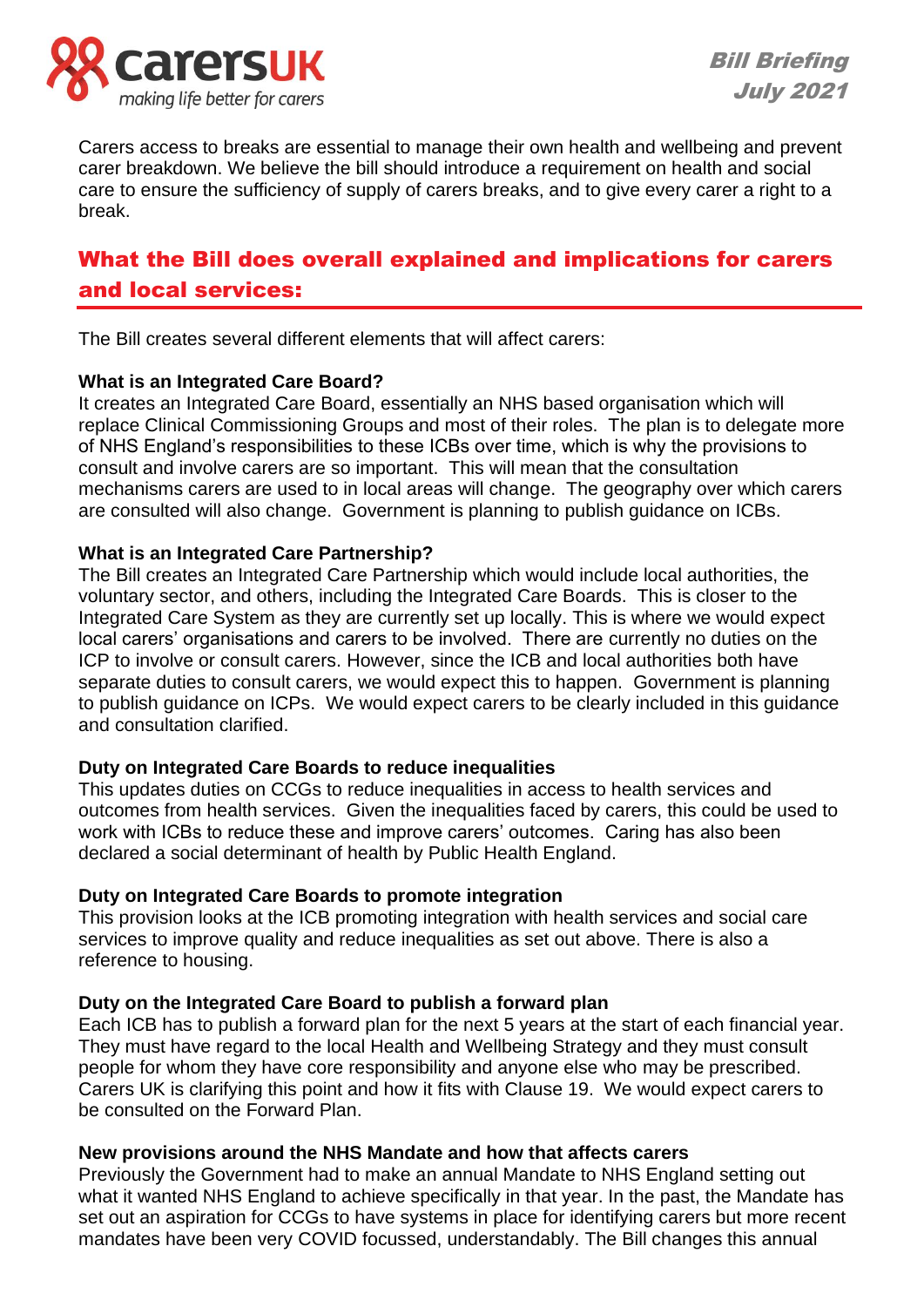Carers access to breaks are essential to manage their own health and wellbeing and prevent carer breakdown. We believe the bill should introduce a requirement on health and social care to ensure the sufficiency of supply of carers breaks, and to give every carer a right to a break.

## What the Bill does overall explained and implications for carers and local services:

The Bill creates several different elements that will affect carers:

**What is an Integrated Care Board?**
It creates an Integrated Care Board, essentially an NHS based organisation which will replace Clinical Commissioning Groups and most of their roles. The plan is to delegate more of NHS England's responsibilities to these ICBs over time, which is why the provisions to consult and involve carers are so important. This will mean that the consultation mechanisms carers are used to in local areas will change. The geography over which carers are consulted will also change. Government is planning to publish guidance on ICBs.

**What is an Integrated Care Partnership?**
The Bill creates an Integrated Care Partnership which would include local authorities, the voluntary sector, and others, including the Integrated Care Boards. This is closer to the Integrated Care System as they are currently set up locally. This is where we would expect local carers' organisations and carers to be involved. There are currently no duties on the ICP to involve or consult carers. However, since the ICB and local authorities both have separate duties to consult carers, we would expect this to happen. Government is planning to publish guidance on ICPs. We would expect carers to be clearly included in this guidance and consultation clarified.

**Duty on Integrated Care Boards to reduce inequalities**
This updates duties on CCGs to reduce inequalities in access to health services and outcomes from health services. Given the inequalities faced by carers, this could be used to work with ICBs to reduce these and improve carers' outcomes. Caring has also been declared a social determinant of health by Public Health England.

**Duty on Integrated Care Boards to promote integration**
This provision looks at the ICB promoting integration with health services and social care services to improve quality and reduce inequalities as set out above. There is also a reference to housing.

**Duty on the Integrated Care Board to publish a forward plan**
Each ICB has to publish a forward plan for the next 5 years at the start of each financial year. They must have regard to the local Health and Wellbeing Strategy and they must consult people for whom they have core responsibility and anyone else who may be prescribed. Carers UK is clarifying this point and how it fits with Clause 19. We would expect carers to be consulted on the Forward Plan.

**New provisions around the NHS Mandate and how that affects carers**
Previously the Government had to make an annual Mandate to NHS England setting out what it wanted NHS England to achieve specifically in that year. In the past, the Mandate has set out an aspiration for CCGs to have systems in place for identifying carers but more recent mandates have been very COVID focussed, understandably. The Bill changes this annual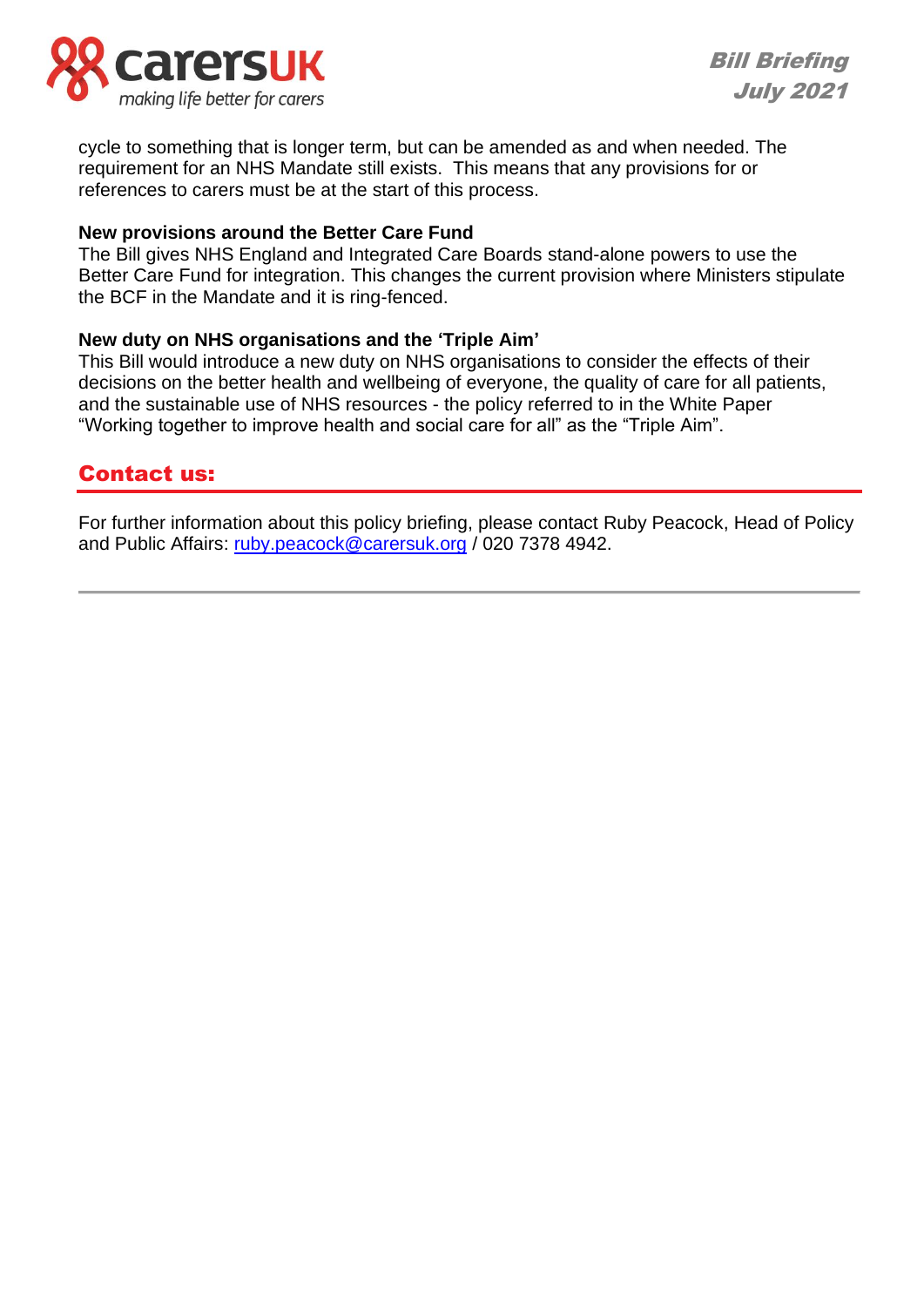cycle to something that is longer term, but can be amended as and when needed. The requirement for an NHS Mandate still exists. This means that any provisions for or references to carers must be at the start of this process.

**New provisions around the Better Care Fund**

The Bill gives NHS England and Integrated Care Boards stand-alone powers to use the Better Care Fund for integration. This changes the current provision where Ministers stipulate the BCF in the Mandate and it is ring-fenced.

**New duty on NHS organisations and the 'Triple Aim'**

This Bill would introduce a new duty on NHS organisations to consider the effects of their decisions on the better health and wellbeing of everyone, the quality of care for all patients, and the sustainable use of NHS resources - the policy referred to in the White Paper "Working together to improve health and social care for all" as the "Triple Aim".

## Contact us:

For further information about this policy briefing, please contact Ruby Peacock, Head of Policy and Public Affairs: ruby.peacock@carersuk.org / 020 7378 4942.